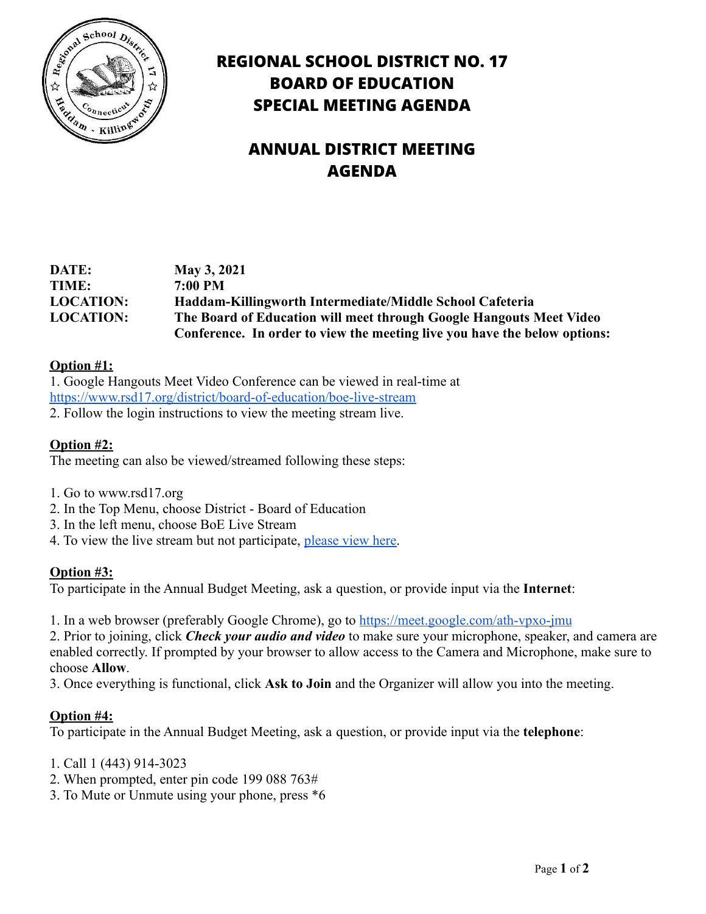# REGIONAL SCHOOL DISTRICT NO. 17
# BOARD OF EDUCATION
# SPECIAL MEETING AGENDA

## ANNUAL DISTRICT MEETING AGENDA

| | |
|---|---|
| **DATE:** | **May 3, 2021** |
| **TIME:** | **7:00 PM** |
| **LOCATION:** | **Haddam-Killingworth Intermediate/Middle School Cafeteria** |
| **LOCATION:** | **The Board of Education will meet through Google Hangouts Meet Video Conference. In order to view the meeting live you have the below options:** |

**Option #1:**

1. Google Hangouts Meet Video Conference can be viewed in real-time at https://www.rsd17.org/district/board-of-education/boe-live-stream
2. Follow the login instructions to view the meeting stream live.

**Option #2:**

The meeting can also be viewed/streamed following these steps:

1. Go to www.rsd17.org
2. In the Top Menu, choose District - Board of Education
3. In the left menu, choose BoE Live Stream
4. To view the live stream but not participate, please view here.

**Option #3:**

To participate in the Annual Budget Meeting, ask a question, or provide input via the **Internet**:

1. In a web browser (preferably Google Chrome), go to https://meet.google.com/ath-vpxo-jmu
2. Prior to joining, click ***Check your audio and video*** to make sure your microphone, speaker, and camera are enabled correctly. If prompted by your browser to allow access to the Camera and Microphone, make sure to choose **Allow**.
3. Once everything is functional, click **Ask to Join** and the Organizer will allow you into the meeting.

**Option #4:**

To participate in the Annual Budget Meeting, ask a question, or provide input via the **telephone**:

1. Call 1 (443) 914-3023
2. When prompted, enter pin code 199 088 763#
3. To Mute or Unmute using your phone, press *6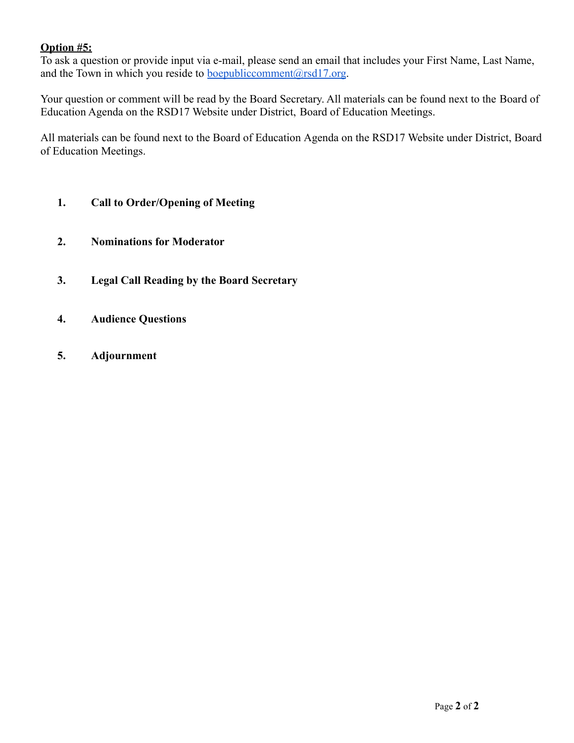**Option #5:**
To ask a question or provide input via e-mail, please send an email that includes your First Name, Last Name, and the Town in which you reside to boepubliccomment@rsd17.org.

Your question or comment will be read by the Board Secretary. All materials can be found next to the Board of Education Agenda on the RSD17 Website under District, Board of Education Meetings.

All materials can be found next to the Board of Education Agenda on the RSD17 Website under District, Board of Education Meetings.

1. **Call to Order/Opening of Meeting**

2. **Nominations for Moderator**

3. **Legal Call Reading by the Board Secretary**

4. **Audience Questions**

5. **Adjournment**